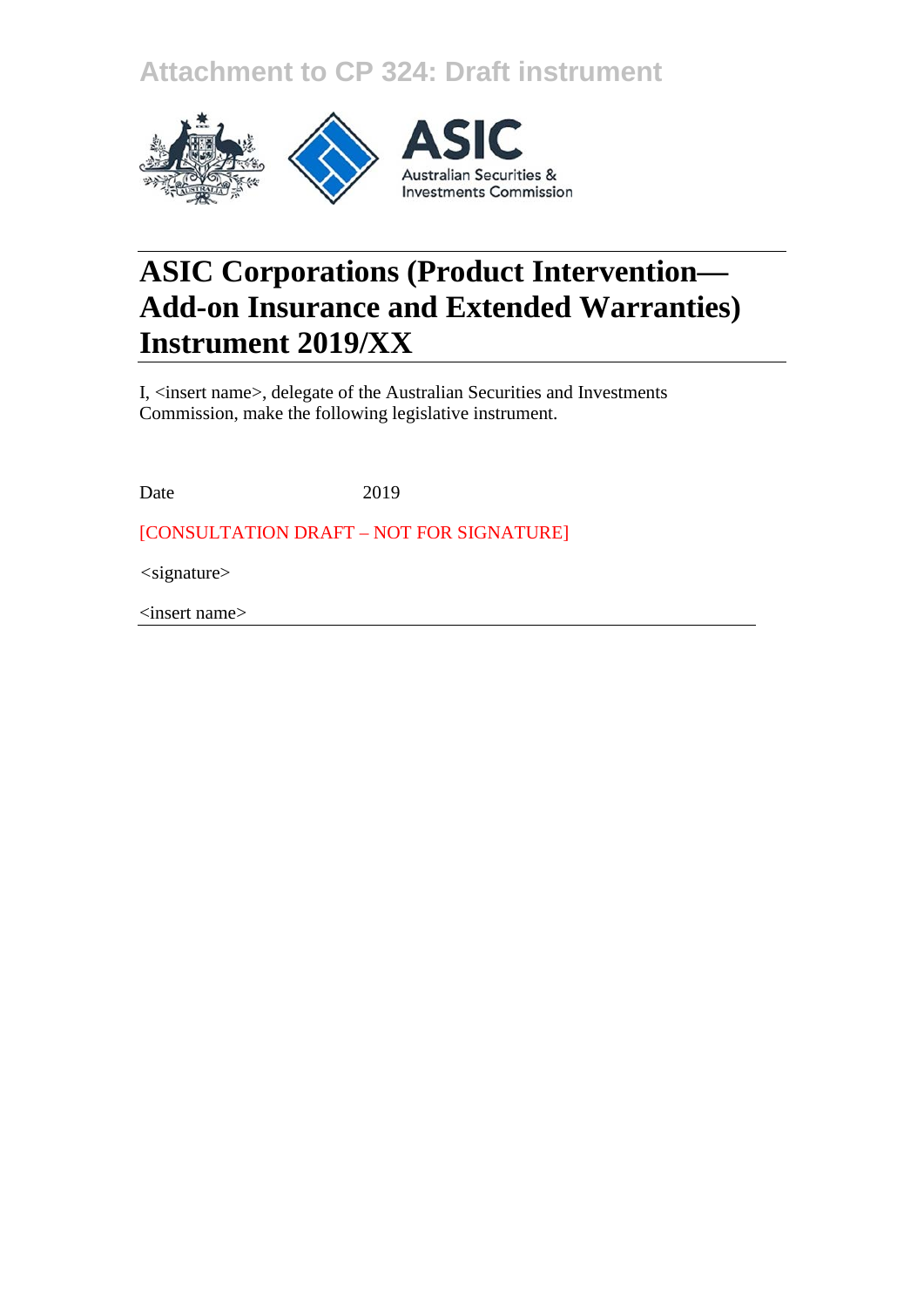Attachment to CP 324: Draft instrument

ASIC

Australian Securities & Investments Commission

# ASIC Corporations (Product Intervention—Add-on Insurance and Extended Warranties) Instrument 2019/XX

I, <insert name>, delegate of the Australian Securities and Investments Commission, make the following legislative instrument.

Date 2019

[CONSULTATION DRAFT – NOT FOR SIGNATURE]

<signature>

<insert name>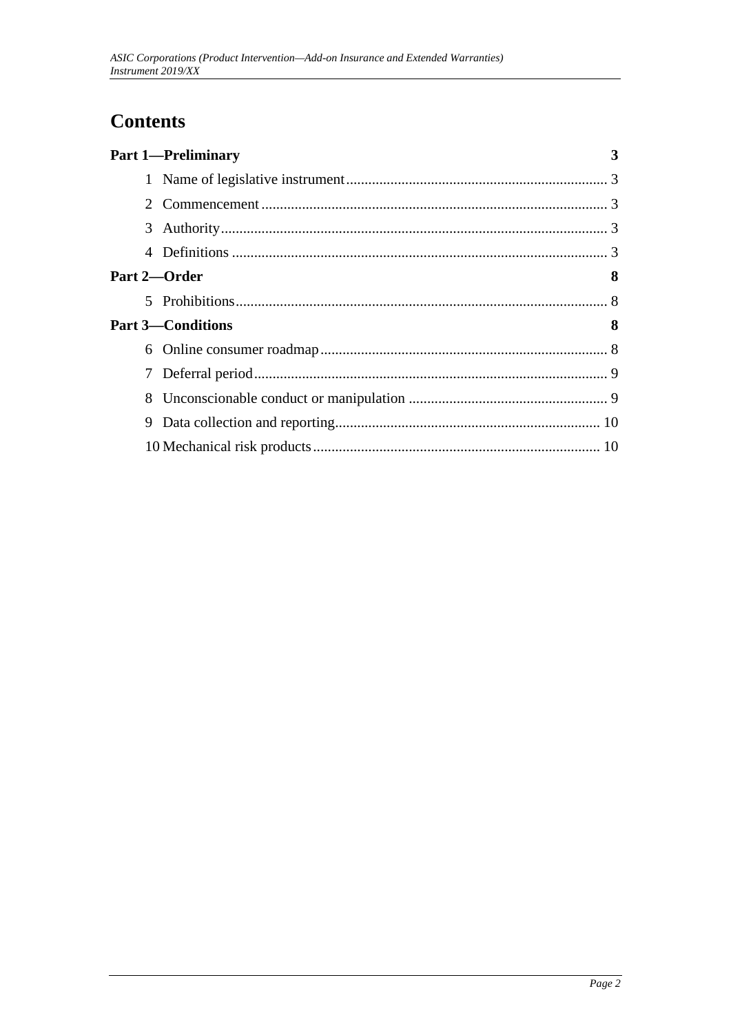# Contents

**Part 1—Preliminary** 3

1 Name of legislative instrument 3

2 Commencement 3

3 Authority 3

4 Definitions 3

**Part 2—Order** 8

5 Prohibitions 8

**Part 3—Conditions** 8

6 Online consumer roadmap 8

7 Deferral period 9

8 Unconscionable conduct or manipulation 9

9 Data collection and reporting 10

10 Mechanical risk products 10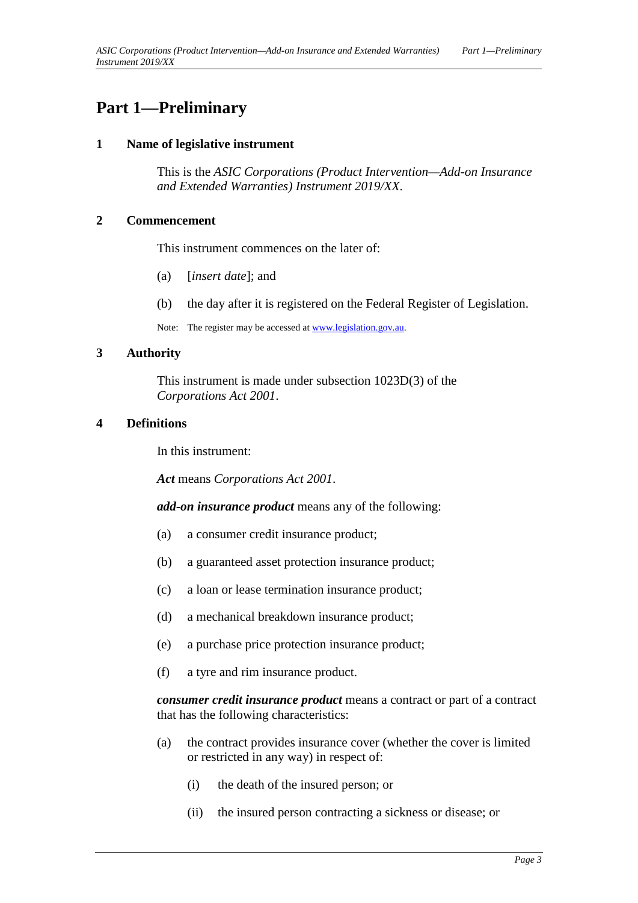# Part 1—Preliminary

## 1 Name of legislative instrument

This is the *ASIC Corporations (Product Intervention—Add-on Insurance and Extended Warranties) Instrument 2019/XX*.

## 2 Commencement

This instrument commences on the later of:

(a) [*insert date*]; and

(b) the day after it is registered on the Federal Register of Legislation.

Note: The register may be accessed at www.legislation.gov.au.

## 3 Authority

This instrument is made under subsection 1023D(3) of the *Corporations Act 2001*.

## 4 Definitions

In this instrument:

***Act*** means *Corporations Act 2001*.

***add-on insurance product*** means any of the following:

(a) a consumer credit insurance product;

(b) a guaranteed asset protection insurance product;

(c) a loan or lease termination insurance product;

(d) a mechanical breakdown insurance product;

(e) a purchase price protection insurance product;

(f) a tyre and rim insurance product.

***consumer credit insurance product*** means a contract or part of a contract that has the following characteristics:

(a) the contract provides insurance cover (whether the cover is limited or restricted in any way) in respect of:

  (i) the death of the insured person; or

  (ii) the insured person contracting a sickness or disease; or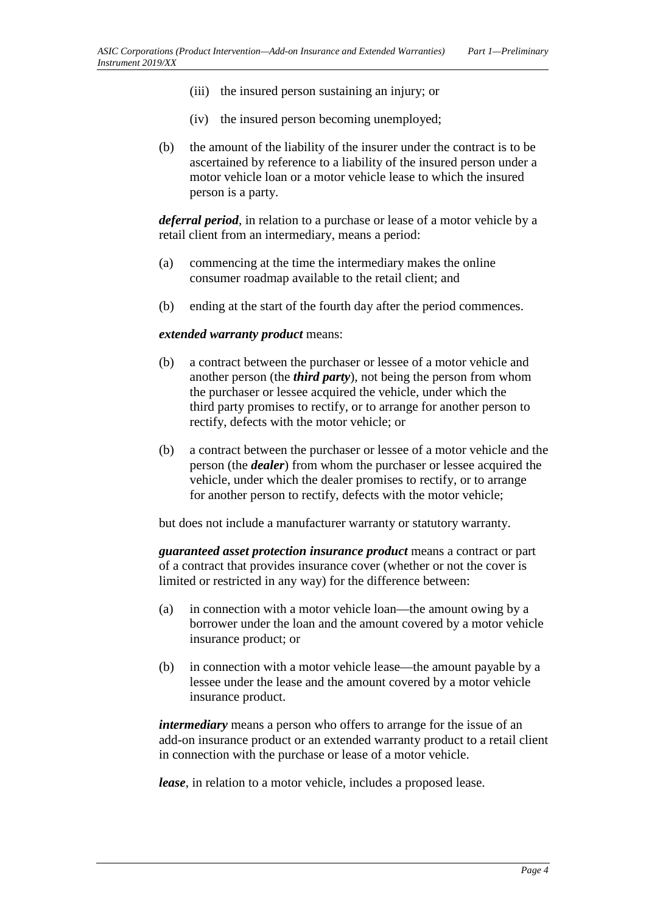(iii) the insured person sustaining an injury; or

(iv) the insured person becoming unemployed;

(b) the amount of the liability of the insurer under the contract is to be ascertained by reference to a liability of the insured person under a motor vehicle loan or a motor vehicle lease to which the insured person is a party.

***deferral period***, in relation to a purchase or lease of a motor vehicle by a retail client from an intermediary, means a period:

(a) commencing at the time the intermediary makes the online consumer roadmap available to the retail client; and

(b) ending at the start of the fourth day after the period commences.

***extended warranty product*** means:

(b) a contract between the purchaser or lessee of a motor vehicle and another person (the ***third party***), not being the person from whom the purchaser or lessee acquired the vehicle, under which the third party promises to rectify, or to arrange for another person to rectify, defects with the motor vehicle; or

(b) a contract between the purchaser or lessee of a motor vehicle and the person (the ***dealer***) from whom the purchaser or lessee acquired the vehicle, under which the dealer promises to rectify, or to arrange for another person to rectify, defects with the motor vehicle;

but does not include a manufacturer warranty or statutory warranty.

***guaranteed asset protection insurance product*** means a contract or part of a contract that provides insurance cover (whether or not the cover is limited or restricted in any way) for the difference between:

(a) in connection with a motor vehicle loan—the amount owing by a borrower under the loan and the amount covered by a motor vehicle insurance product; or

(b) in connection with a motor vehicle lease—the amount payable by a lessee under the lease and the amount covered by a motor vehicle insurance product.

***intermediary*** means a person who offers to arrange for the issue of an add-on insurance product or an extended warranty product to a retail client in connection with the purchase or lease of a motor vehicle.

***lease***, in relation to a motor vehicle, includes a proposed lease.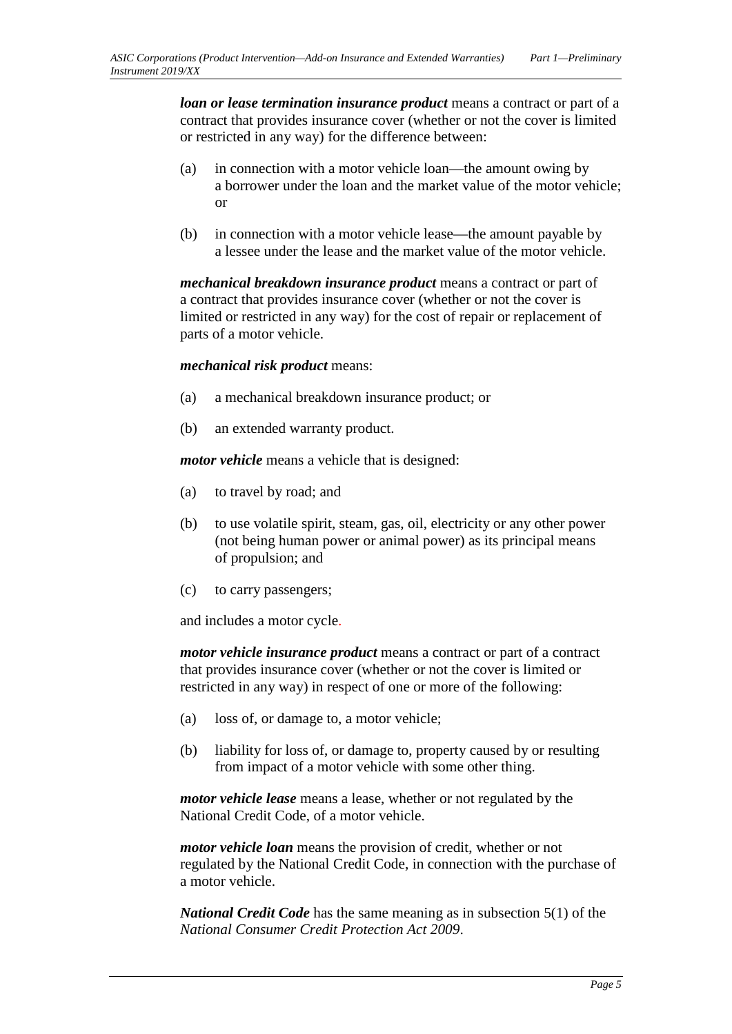***loan or lease termination insurance product*** means a contract or part of a contract that provides insurance cover (whether or not the cover is limited or restricted in any way) for the difference between:

(a) in connection with a motor vehicle loan—the amount owing by a borrower under the loan and the market value of the motor vehicle; or

(b) in connection with a motor vehicle lease—the amount payable by a lessee under the lease and the market value of the motor vehicle.

***mechanical breakdown insurance product*** means a contract or part of a contract that provides insurance cover (whether or not the cover is limited or restricted in any way) for the cost of repair or replacement of parts of a motor vehicle.

***mechanical risk product*** means:

(a) a mechanical breakdown insurance product; or

(b) an extended warranty product.

***motor vehicle*** means a vehicle that is designed:

(a) to travel by road; and

(b) to use volatile spirit, steam, gas, oil, electricity or any other power (not being human power or animal power) as its principal means of propulsion; and

(c) to carry passengers;

and includes a motor cycle.

***motor vehicle insurance product*** means a contract or part of a contract that provides insurance cover (whether or not the cover is limited or restricted in any way) in respect of one or more of the following:

(a) loss of, or damage to, a motor vehicle;

(b) liability for loss of, or damage to, property caused by or resulting from impact of a motor vehicle with some other thing.

***motor vehicle lease*** means a lease, whether or not regulated by the National Credit Code, of a motor vehicle.

***motor vehicle loan*** means the provision of credit, whether or not regulated by the National Credit Code, in connection with the purchase of a motor vehicle.

***National Credit Code*** has the same meaning as in subsection 5(1) of the *National Consumer Credit Protection Act 2009*.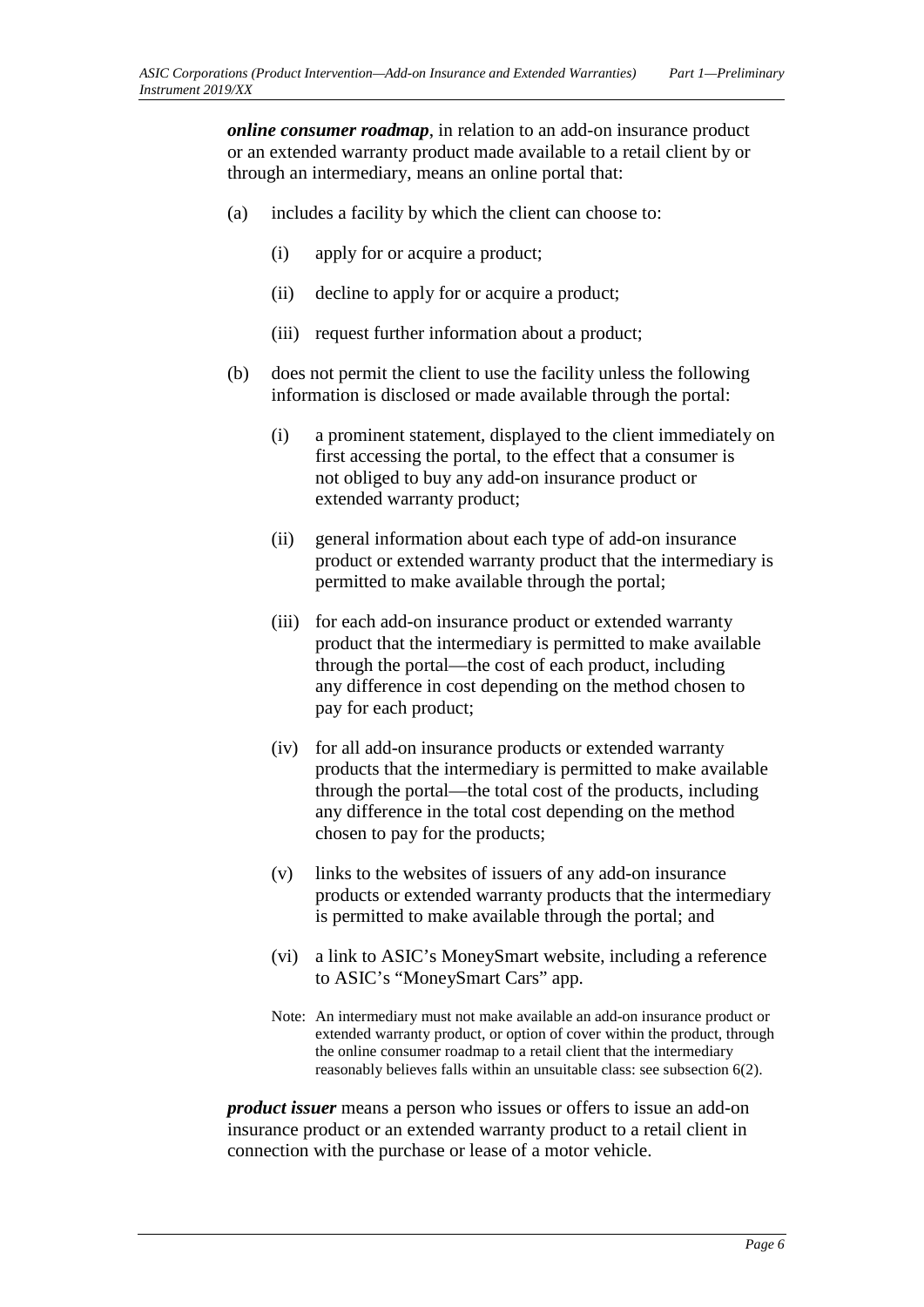***online consumer roadmap***, in relation to an add-on insurance product or an extended warranty product made available to a retail client by or through an intermediary, means an online portal that:

(a) includes a facility by which the client can choose to:

   (i) apply for or acquire a product;

   (ii) decline to apply for or acquire a product;

   (iii) request further information about a product;

(b) does not permit the client to use the facility unless the following information is disclosed or made available through the portal:

   (i) a prominent statement, displayed to the client immediately on first accessing the portal, to the effect that a consumer is not obliged to buy any add-on insurance product or extended warranty product;

   (ii) general information about each type of add-on insurance product or extended warranty product that the intermediary is permitted to make available through the portal;

   (iii) for each add-on insurance product or extended warranty product that the intermediary is permitted to make available through the portal—the cost of each product, including any difference in cost depending on the method chosen to pay for each product;

   (iv) for all add-on insurance products or extended warranty products that the intermediary is permitted to make available through the portal—the total cost of the products, including any difference in the total cost depending on the method chosen to pay for the products;

   (v) links to the websites of issuers of any add-on insurance products or extended warranty products that the intermediary is permitted to make available through the portal; and

   (vi) a link to ASIC's MoneySmart website, including a reference to ASIC's "MoneySmart Cars" app.

Note: An intermediary must not make available an add-on insurance product or extended warranty product, or option of cover within the product, through the online consumer roadmap to a retail client that the intermediary reasonably believes falls within an unsuitable class: see subsection 6(2).

***product issuer*** means a person who issues or offers to issue an add-on insurance product or an extended warranty product to a retail client in connection with the purchase or lease of a motor vehicle.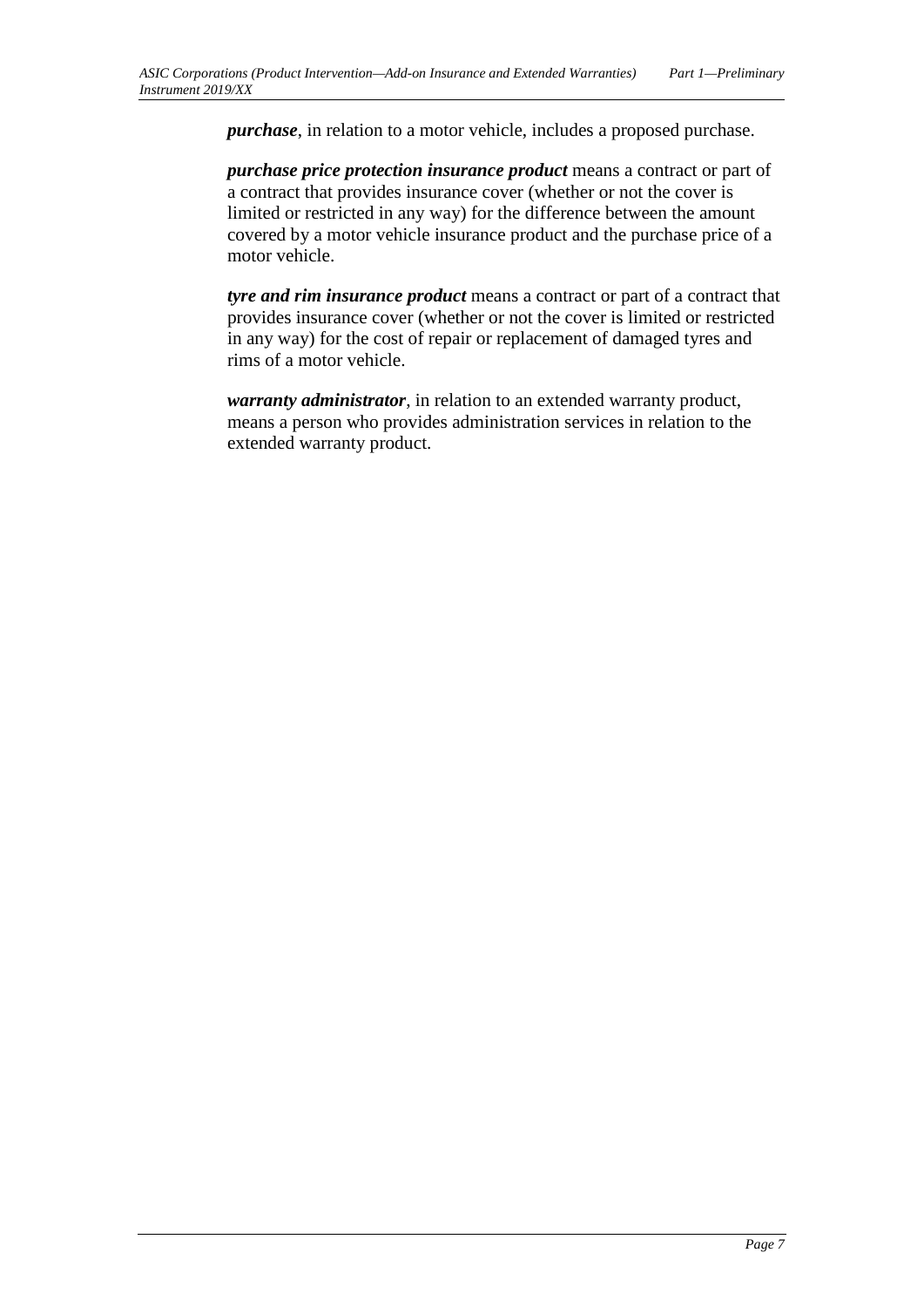***purchase***, in relation to a motor vehicle, includes a proposed purchase.

***purchase price protection insurance product*** means a contract or part of a contract that provides insurance cover (whether or not the cover is limited or restricted in any way) for the difference between the amount covered by a motor vehicle insurance product and the purchase price of a motor vehicle.

***tyre and rim insurance product*** means a contract or part of a contract that provides insurance cover (whether or not the cover is limited or restricted in any way) for the cost of repair or replacement of damaged tyres and rims of a motor vehicle.

***warranty administrator***, in relation to an extended warranty product, means a person who provides administration services in relation to the extended warranty product.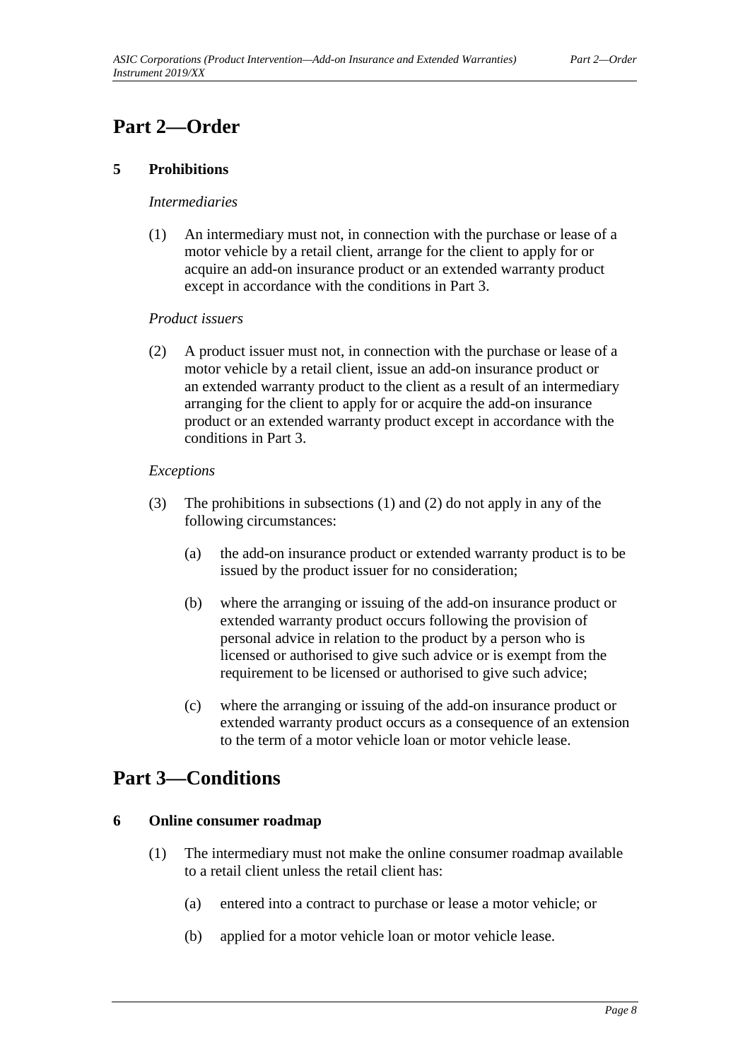# Part 2—Order

## 5 Prohibitions

*Intermediaries*

(1) An intermediary must not, in connection with the purchase or lease of a motor vehicle by a retail client, arrange for the client to apply for or acquire an add-on insurance product or an extended warranty product except in accordance with the conditions in Part 3.

*Product issuers*

(2) A product issuer must not, in connection with the purchase or lease of a motor vehicle by a retail client, issue an add-on insurance product or an extended warranty product to the client as a result of an intermediary arranging for the client to apply for or acquire the add-on insurance product or an extended warranty product except in accordance with the conditions in Part 3.

*Exceptions*

(3) The prohibitions in subsections (1) and (2) do not apply in any of the following circumstances:

(a) the add-on insurance product or extended warranty product is to be issued by the product issuer for no consideration;

(b) where the arranging or issuing of the add-on insurance product or extended warranty product occurs following the provision of personal advice in relation to the product by a person who is licensed or authorised to give such advice or is exempt from the requirement to be licensed or authorised to give such advice;

(c) where the arranging or issuing of the add-on insurance product or extended warranty product occurs as a consequence of an extension to the term of a motor vehicle loan or motor vehicle lease.

# Part 3—Conditions

## 6 Online consumer roadmap

(1) The intermediary must not make the online consumer roadmap available to a retail client unless the retail client has:

(a) entered into a contract to purchase or lease a motor vehicle; or

(b) applied for a motor vehicle loan or motor vehicle lease.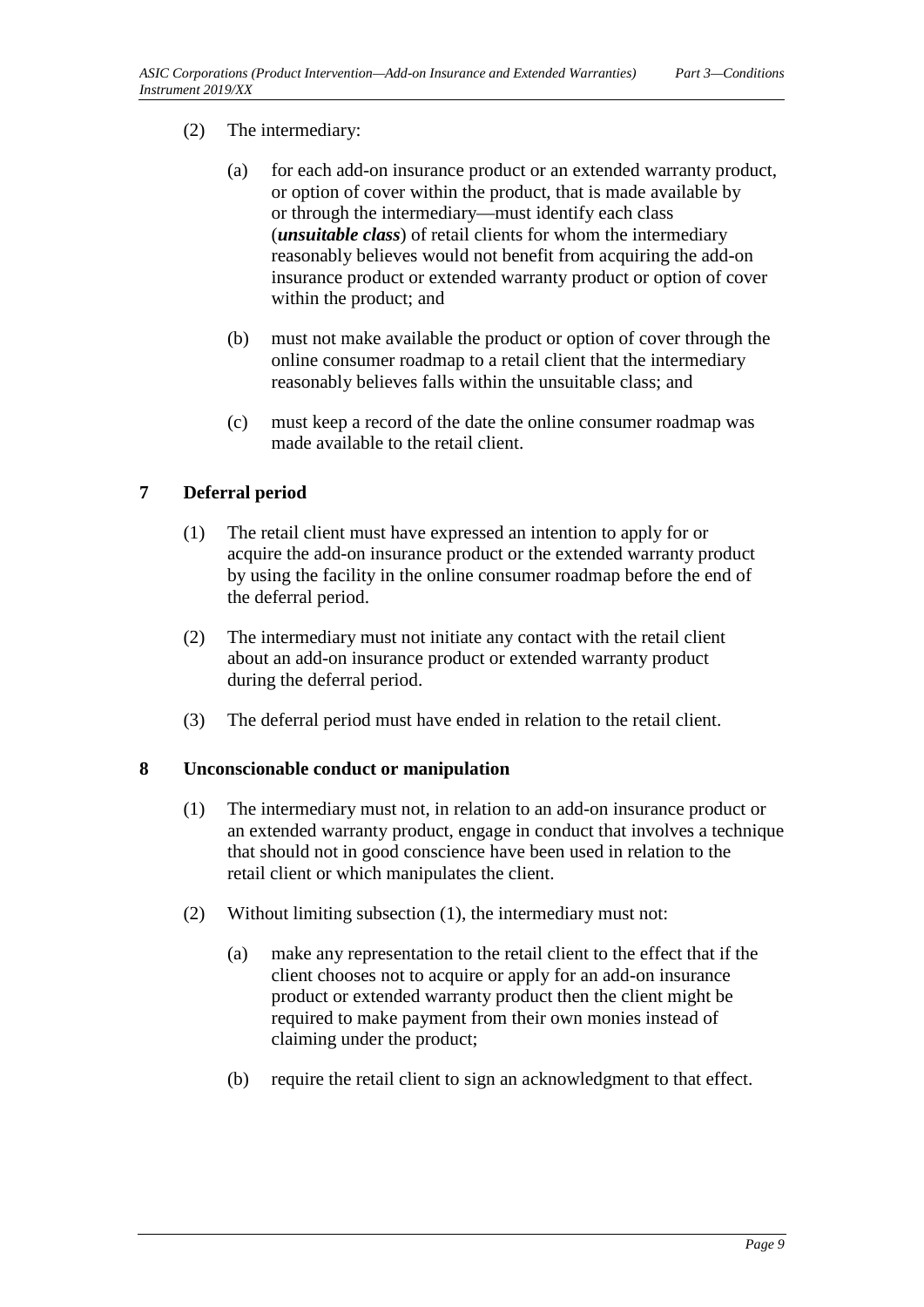(2) The intermediary:

(a) for each add-on insurance product or an extended warranty product, or option of cover within the product, that is made available by or through the intermediary—must identify each class (***unsuitable class***) of retail clients for whom the intermediary reasonably believes would not benefit from acquiring the add-on insurance product or extended warranty product or option of cover within the product; and

(b) must not make available the product or option of cover through the online consumer roadmap to a retail client that the intermediary reasonably believes falls within the unsuitable class; and

(c) must keep a record of the date the online consumer roadmap was made available to the retail client.

## 7 Deferral period

(1) The retail client must have expressed an intention to apply for or acquire the add-on insurance product or the extended warranty product by using the facility in the online consumer roadmap before the end of the deferral period.

(2) The intermediary must not initiate any contact with the retail client about an add-on insurance product or extended warranty product during the deferral period.

(3) The deferral period must have ended in relation to the retail client.

## 8 Unconscionable conduct or manipulation

(1) The intermediary must not, in relation to an add-on insurance product or an extended warranty product, engage in conduct that involves a technique that should not in good conscience have been used in relation to the retail client or which manipulates the client.

(2) Without limiting subsection (1), the intermediary must not:

(a) make any representation to the retail client to the effect that if the client chooses not to acquire or apply for an add-on insurance product or extended warranty product then the client might be required to make payment from their own monies instead of claiming under the product;

(b) require the retail client to sign an acknowledgment to that effect.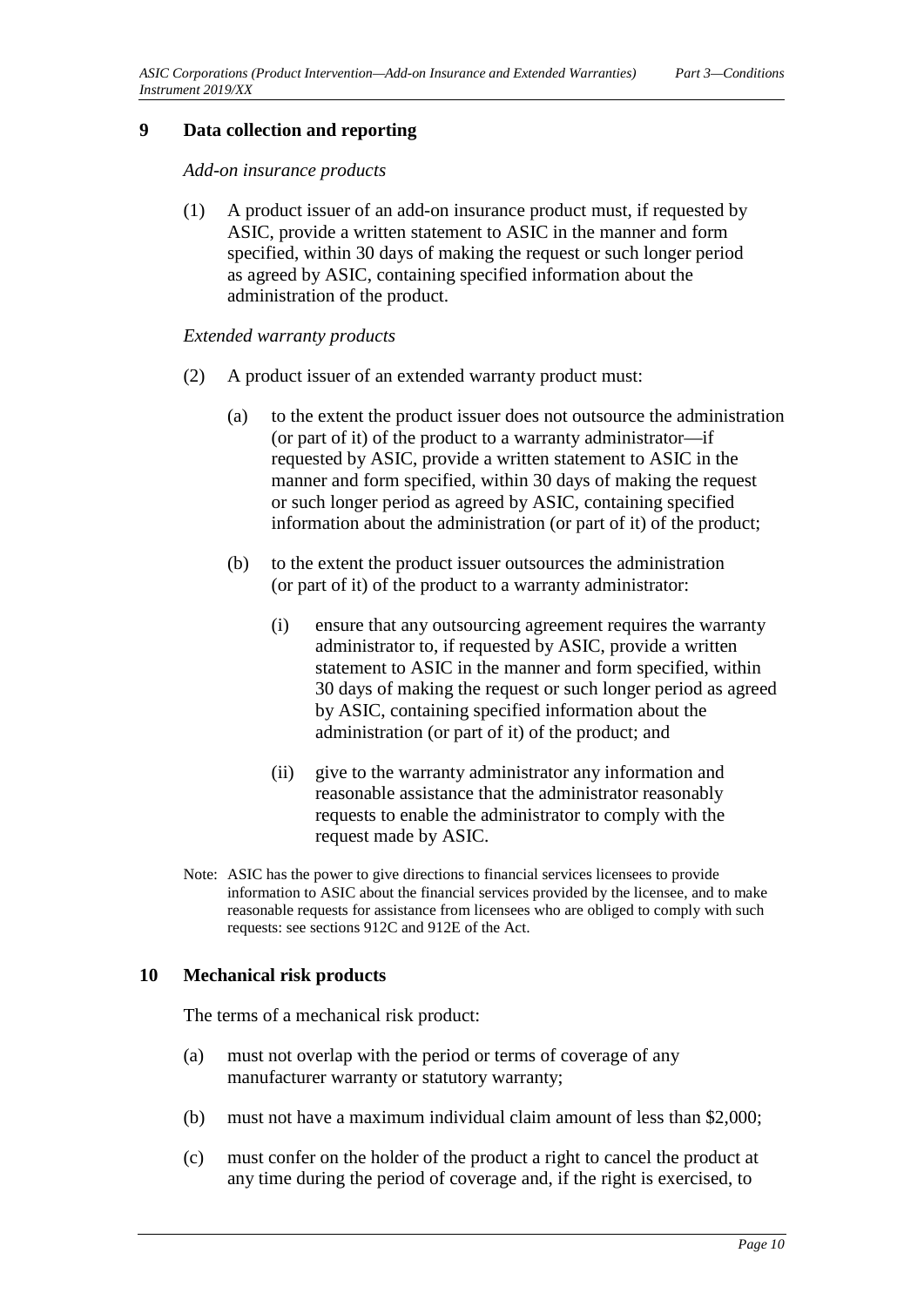## 9 Data collection and reporting

*Add-on insurance products*

(1) A product issuer of an add-on insurance product must, if requested by ASIC, provide a written statement to ASIC in the manner and form specified, within 30 days of making the request or such longer period as agreed by ASIC, containing specified information about the administration of the product.

*Extended warranty products*

(2) A product issuer of an extended warranty product must:

(a) to the extent the product issuer does not outsource the administration (or part of it) of the product to a warranty administrator—if requested by ASIC, provide a written statement to ASIC in the manner and form specified, within 30 days of making the request or such longer period as agreed by ASIC, containing specified information about the administration (or part of it) of the product;

(b) to the extent the product issuer outsources the administration (or part of it) of the product to a warranty administrator:

(i) ensure that any outsourcing agreement requires the warranty administrator to, if requested by ASIC, provide a written statement to ASIC in the manner and form specified, within 30 days of making the request or such longer period as agreed by ASIC, containing specified information about the administration (or part of it) of the product; and

(ii) give to the warranty administrator any information and reasonable assistance that the administrator reasonably requests to enable the administrator to comply with the request made by ASIC.

Note: ASIC has the power to give directions to financial services licensees to provide information to ASIC about the financial services provided by the licensee, and to make reasonable requests for assistance from licensees who are obliged to comply with such requests: see sections 912C and 912E of the Act.

## 10 Mechanical risk products

The terms of a mechanical risk product:

(a) must not overlap with the period or terms of coverage of any manufacturer warranty or statutory warranty;

(b) must not have a maximum individual claim amount of less than $2,000;

(c) must confer on the holder of the product a right to cancel the product at any time during the period of coverage and, if the right is exercised, to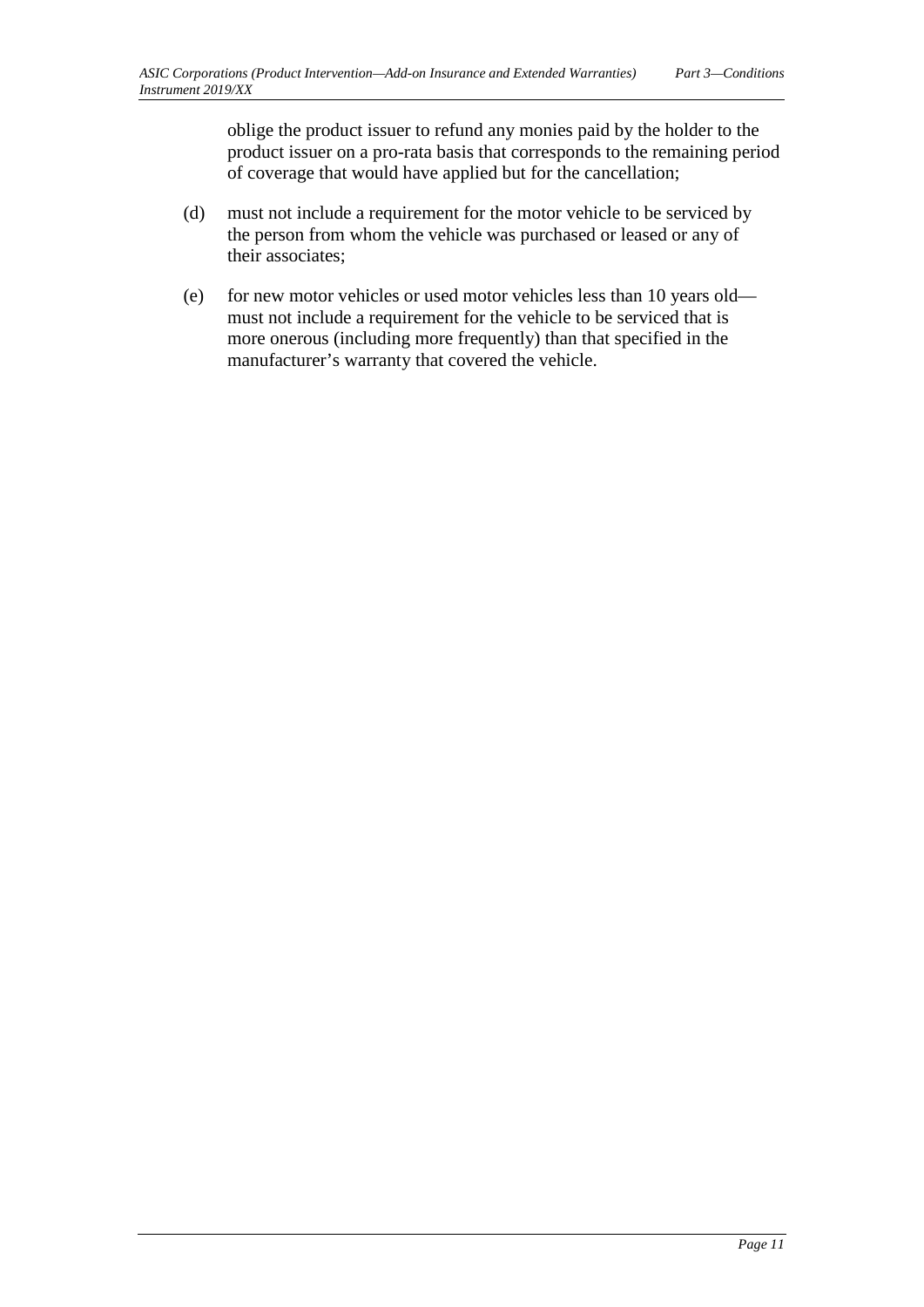oblige the product issuer to refund any monies paid by the holder to the product issuer on a pro-rata basis that corresponds to the remaining period of coverage that would have applied but for the cancellation;

(d) must not include a requirement for the motor vehicle to be serviced by the person from whom the vehicle was purchased or leased or any of their associates;

(e) for new motor vehicles or used motor vehicles less than 10 years old—must not include a requirement for the vehicle to be serviced that is more onerous (including more frequently) than that specified in the manufacturer's warranty that covered the vehicle.